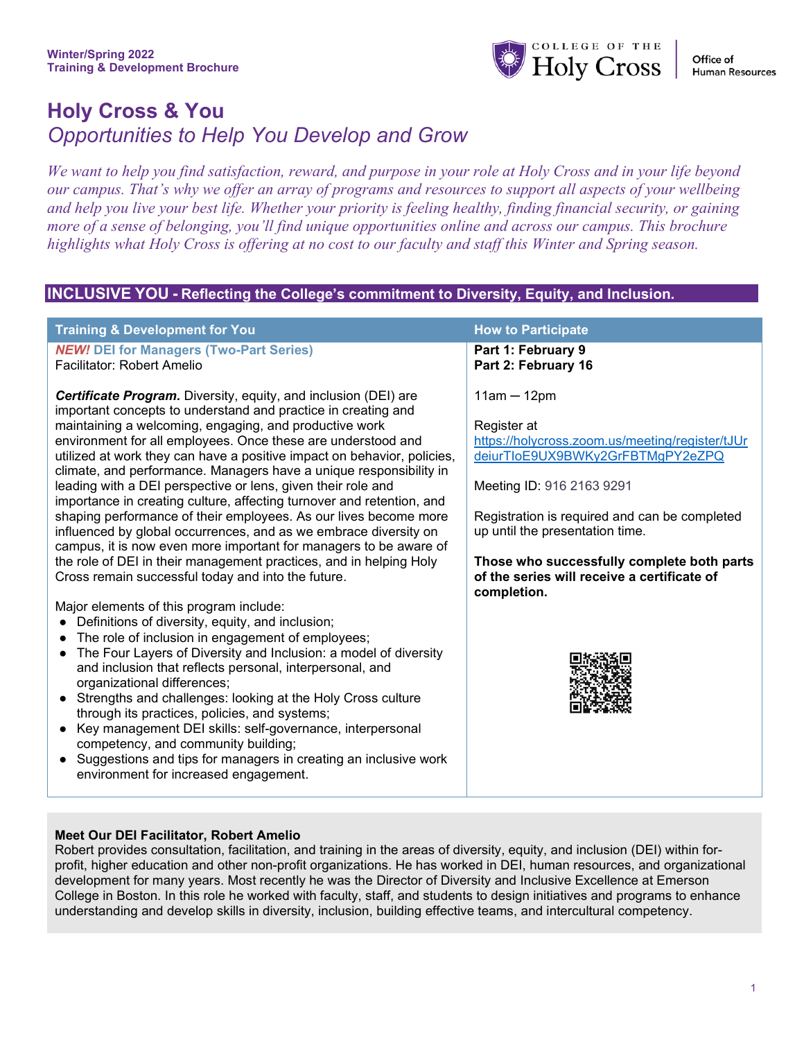Winter/Spring 2022
Training & Development Brochure

COLLEGE OF THE Holy Cross | Office of Human Resources

# Holy Cross & You
## *Opportunities to Help You Develop and Grow*

*We want to help you find satisfaction, reward, and purpose in your role at Holy Cross and in your life beyond our campus. That's why we offer an array of programs and resources to support all aspects of your wellbeing and help you live your best life. Whether your priority is feeling healthy, finding financial security, or gaining more of a sense of belonging, you'll find unique opportunities online and across our campus. This brochure highlights what Holy Cross is offering at no cost to our faculty and staff this Winter and Spring season.*

## INCLUSIVE YOU - Reflecting the College's commitment to Diversity, Equity, and Inclusion.

| Training & Development for You | How to Participate |
|---|---|
| ***NEW!*** **DEI for Managers (Two-Part Series)**<br>Facilitator: Robert Amelio<br><br>***Certificate Program.*** Diversity, equity, and inclusion (DEI) are important concepts to understand and practice in creating and maintaining a welcoming, engaging, and productive work environment for all employees. Once these are understood and utilized at work they can have a positive impact on behavior, policies, climate, and performance. Managers have a unique responsibility in leading with a DEI perspective or lens, given their role and importance in creating culture, affecting turnover and retention, and shaping performance of their employees. As our lives become more influenced by global occurrences, and as we embrace diversity on campus, it is now even more important for managers to be aware of the role of DEI in their management practices, and in helping Holy Cross remain successful today and into the future.<br><br>Major elements of this program include:<br>• Definitions of diversity, equity, and inclusion;<br>• The role of inclusion in engagement of employees;<br>• The Four Layers of Diversity and Inclusion: a model of diversity and inclusion that reflects personal, interpersonal, and organizational differences;<br>• Strengths and challenges: looking at the Holy Cross culture through its practices, policies, and systems;<br>• Key management DEI skills: self-governance, interpersonal competency, and community building;<br>• Suggestions and tips for managers in creating an inclusive work environment for increased engagement. | **Part 1: February 9**<br>**Part 2: February 16**<br><br>11am — 12pm<br><br>Register at https://holycross.zoom.us/meeting/register/tJUrdeiurTIoE9UX9BWKy2GrFBTMgPY2eZPQ<br><br>Meeting ID: 916 2163 9291<br><br>Registration is required and can be completed up until the presentation time.<br><br>**Those who successfully complete both parts of the series will receive a certificate of completion.** |

**Meet Our DEI Facilitator, Robert Amelio**
Robert provides consultation, facilitation, and training in the areas of diversity, equity, and inclusion (DEI) within for-profit, higher education and other non-profit organizations. He has worked in DEI, human resources, and organizational development for many years. Most recently he was the Director of Diversity and Inclusive Excellence at Emerson College in Boston. In this role he worked with faculty, staff, and students to design initiatives and programs to enhance understanding and develop skills in diversity, inclusion, building effective teams, and intercultural competency.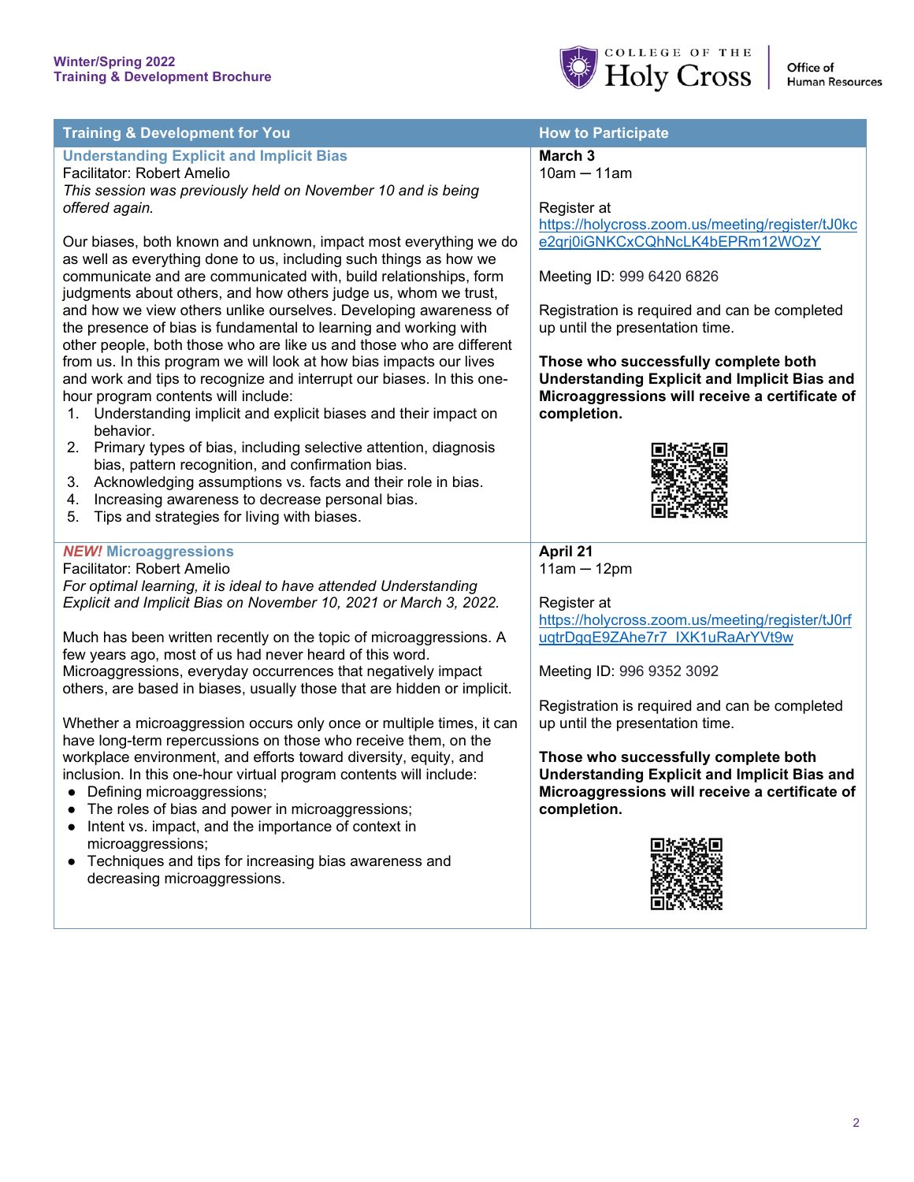| Training & Development for You | How to Participate |
|---|---|
| **Understanding Explicit and Implicit Bias**<br>Facilitator: Robert Amelio<br>*This session was previously held on November 10 and is being offered again.*<br><br>Our biases, both known and unknown, impact most everything we do as well as everything done to us, including such things as how we communicate and are communicated with, build relationships, form judgments about others, and how others judge us, whom we trust, and how we view others unlike ourselves. Developing awareness of the presence of bias is fundamental to learning and working with other people, both those who are like us and those who are different from us. In this program we will look at how bias impacts our lives and work and tips to recognize and interrupt our biases. In this one-hour program contents will include:<br>1. Understanding implicit and explicit biases and their impact on behavior.<br>2. Primary types of bias, including selective attention, diagnosis bias, pattern recognition, and confirmation bias.<br>3. Acknowledging assumptions vs. facts and their role in bias.<br>4. Increasing awareness to decrease personal bias.<br>5. Tips and strategies for living with biases. | **March 3**<br>10am — 11am<br><br>Register at https://holycross.zoom.us/meeting/register/tJ0kce2qrj0iGNKCxCQhNcLK4bEPRm12WOzY<br><br>Meeting ID: 999 6420 6826<br><br>Registration is required and can be completed up until the presentation time.<br><br>**Those who successfully complete both Understanding Explicit and Implicit Bias and Microaggressions will receive a certificate of completion.** |
| ***NEW!* Microaggressions**<br>Facilitator: Robert Amelio<br>*For optimal learning, it is ideal to have attended Understanding Explicit and Implicit Bias on November 10, 2021 or March 3, 2022.*<br><br>Much has been written recently on the topic of microaggressions. A few years ago, most of us had never heard of this word. Microaggressions, everyday occurrences that negatively impact others, are based in biases, usually those that are hidden or implicit.<br><br>Whether a microaggression occurs only once or multiple times, it can have long-term repercussions on those who receive them, on the workplace environment, and efforts toward diversity, equity, and inclusion. In this one-hour virtual program contents will include:<br>• Defining microaggressions;<br>• The roles of bias and power in microaggressions;<br>• Intent vs. impact, and the importance of context in microaggressions;<br>• Techniques and tips for increasing bias awareness and decreasing microaggressions. | **April 21**<br>11am — 12pm<br><br>Register at https://holycross.zoom.us/meeting/register/tJ0rfuqtrDgqE9ZAhe7r7_IXK1uRaArYVt9w<br><br>Meeting ID: 996 9352 3092<br><br>Registration is required and can be completed up until the presentation time.<br><br>**Those who successfully complete both Understanding Explicit and Implicit Bias and Microaggressions will receive a certificate of completion.** |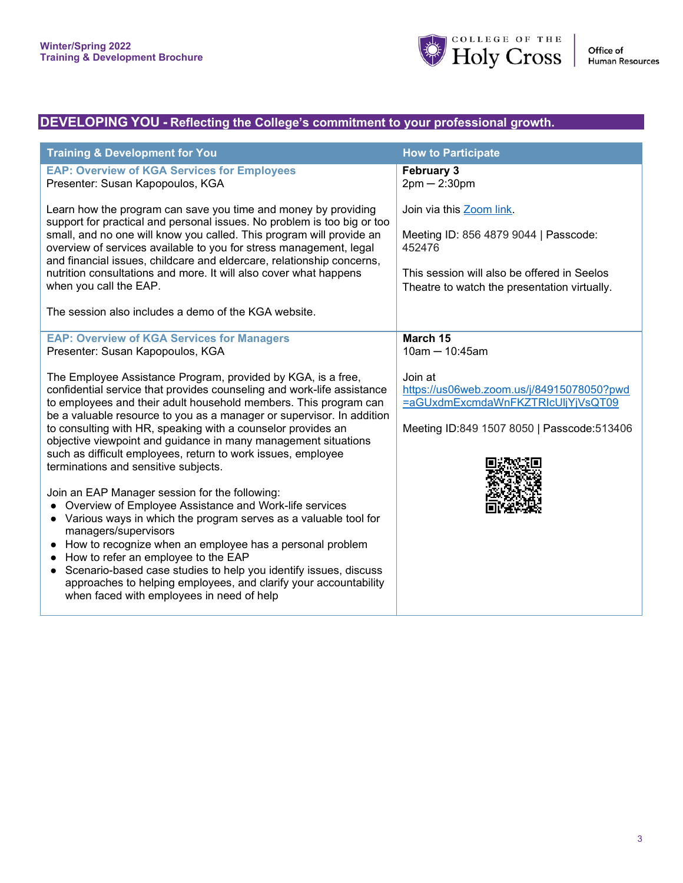## DEVELOPING YOU - Reflecting the College's commitment to your professional growth.

| Training & Development for You | How to Participate |
|---|---|
| **EAP: Overview of KGA Services for Employees**<br>Presenter: Susan Kapopoulos, KGA<br><br>Learn how the program can save you time and money by providing support for practical and personal issues. No problem is too big or too small, and no one will know you called. This program will provide an overview of services available to you for stress management, legal and financial issues, childcare and eldercare, relationship concerns, nutrition consultations and more. It will also cover what happens when you call the EAP.<br><br>The session also includes a demo of the KGA website. | **February 3**<br>2pm — 2:30pm<br><br>Join via this Zoom link.<br><br>Meeting ID: 856 4879 9044 \| Passcode: 452476<br><br>This session will also be offered in Seelos Theatre to watch the presentation virtually. |
| **EAP: Overview of KGA Services for Managers**<br>Presenter: Susan Kapopoulos, KGA<br><br>The Employee Assistance Program, provided by KGA, is a free, confidential service that provides counseling and work-life assistance to employees and their adult household members. This program can be a valuable resource to you as a manager or supervisor. In addition to consulting with HR, speaking with a counselor provides an objective viewpoint and guidance in many management situations such as difficult employees, return to work issues, employee terminations and sensitive subjects.<br><br>Join an EAP Manager session for the following:<br>• Overview of Employee Assistance and Work-life services<br>• Various ways in which the program serves as a valuable tool for managers/supervisors<br>• How to recognize when an employee has a personal problem<br>• How to refer an employee to the EAP<br>• Scenario-based case studies to help you identify issues, discuss approaches to helping employees, and clarify your accountability when faced with employees in need of help | **March 15**<br>10am — 10:45am<br><br>Join at https://us06web.zoom.us/j/84915078050?pwd=aGUxdmExcmdaWnFKZTRIcUljYjVsQT09<br><br>Meeting ID:849 1507 8050 \| Passcode:513406 |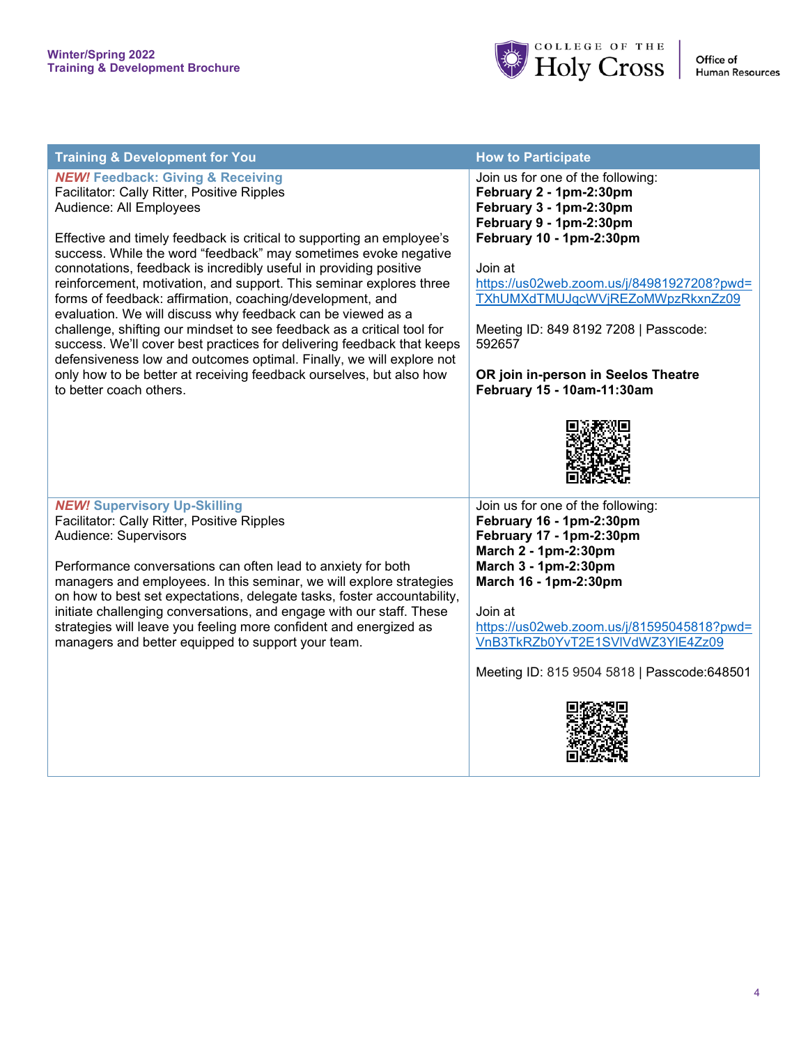| Training & Development for You | How to Participate |
|---|---|
| ***NEW!*** **Feedback: Giving & Receiving**<br>Facilitator: Cally Ritter, Positive Ripples<br>Audience: All Employees<br><br>Effective and timely feedback is critical to supporting an employee's success. While the word "feedback" may sometimes evoke negative connotations, feedback is incredibly useful in providing positive reinforcement, motivation, and support. This seminar explores three forms of feedback: affirmation, coaching/development, and evaluation. We will discuss why feedback can be viewed as a challenge, shifting our mindset to see feedback as a critical tool for success. We'll cover best practices for delivering feedback that keeps defensiveness low and outcomes optimal. Finally, we will explore not only how to be better at receiving feedback ourselves, but also how to better coach others. | Join us for one of the following:<br>**February 2 - 1pm-2:30pm**<br>**February 3 - 1pm-2:30pm**<br>**February 9 - 1pm-2:30pm**<br>**February 10 - 1pm-2:30pm**<br><br>Join at<br>https://us02web.zoom.us/j/84981927208?pwd=TXhUMXdTMUJqcWVjREZoMWpzRkxnZz09<br><br>Meeting ID: 849 8192 7208 \| Passcode: 592657<br><br>**OR join in-person in Seelos Theatre**<br>**February 15 - 10am-11:30am** |
| ***NEW!*** **Supervisory Up-Skilling**<br>Facilitator: Cally Ritter, Positive Ripples<br>Audience: Supervisors<br><br>Performance conversations can often lead to anxiety for both managers and employees. In this seminar, we will explore strategies on how to best set expectations, delegate tasks, foster accountability, initiate challenging conversations, and engage with our staff. These strategies will leave you feeling more confident and energized as managers and better equipped to support your team. | Join us for one of the following:<br>**February 16 - 1pm-2:30pm**<br>**February 17 - 1pm-2:30pm**<br>**March 2 - 1pm-2:30pm**<br>**March 3 - 1pm-2:30pm**<br>**March 16 - 1pm-2:30pm**<br><br>Join at<br>https://us02web.zoom.us/j/81595045818?pwd=VnB3TkRZb0YvT2E1SVlVdWZ3YlE4Zz09<br><br>Meeting ID: 815 9504 5818 \| Passcode:648501 |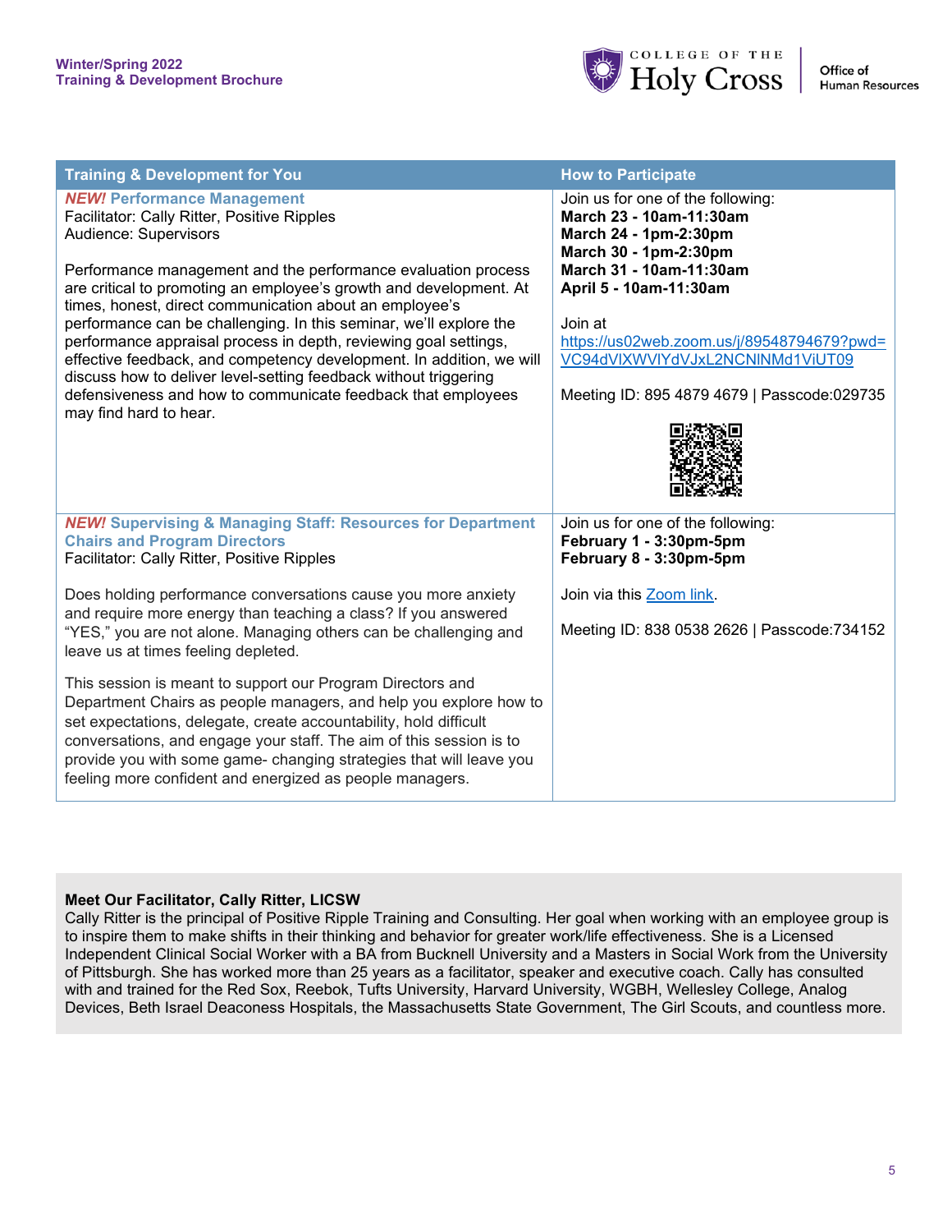| Training & Development for You | How to Participate |
| --- | --- |
| ***NEW!* Performance Management**<br>Facilitator: Cally Ritter, Positive Ripples<br>Audience: Supervisors<br><br>Performance management and the performance evaluation process are critical to promoting an employee's growth and development. At times, honest, direct communication about an employee's performance can be challenging. In this seminar, we'll explore the performance appraisal process in depth, reviewing goal settings, effective feedback, and competency development. In addition, we will discuss how to deliver level-setting feedback without triggering defensiveness and how to communicate feedback that employees may find hard to hear. | Join us for one of the following:<br>**March 23 - 10am-11:30am**<br>**March 24 - 1pm-2:30pm**<br>**March 30 - 1pm-2:30pm**<br>**March 31 - 10am-11:30am**<br>**April 5 - 10am-11:30am**<br><br>Join at<br>https://us02web.zoom.us/j/89548794679?pwd=VC94dVlXWVlYdVJxL2NCNlNMd1ViUT09<br><br>Meeting ID: 895 4879 4679 \| Passcode:029735 |
| ***NEW!* Supervising & Managing Staff: Resources for Department Chairs and Program Directors**<br>Facilitator: Cally Ritter, Positive Ripples<br><br>Does holding performance conversations cause you more anxiety and require more energy than teaching a class? If you answered "YES," you are not alone. Managing others can be challenging and leave us at times feeling depleted.<br><br>This session is meant to support our Program Directors and Department Chairs as people managers, and help you explore how to set expectations, delegate, create accountability, hold difficult conversations, and engage your staff. The aim of this session is to provide you with some game- changing strategies that will leave you feeling more confident and energized as people managers. | Join us for one of the following:<br>**February 1 - 3:30pm-5pm**<br>**February 8 - 3:30pm-5pm**<br><br>Join via this Zoom link.<br><br>Meeting ID: 838 0538 2626 \| Passcode:734152 |

**Meet Our Facilitator, Cally Ritter, LICSW**

Cally Ritter is the principal of Positive Ripple Training and Consulting. Her goal when working with an employee group is to inspire them to make shifts in their thinking and behavior for greater work/life effectiveness. She is a Licensed Independent Clinical Social Worker with a BA from Bucknell University and a Masters in Social Work from the University of Pittsburgh. She has worked more than 25 years as a facilitator, speaker and executive coach. Cally has consulted with and trained for the Red Sox, Reebok, Tufts University, Harvard University, WGBH, Wellesley College, Analog Devices, Beth Israel Deaconess Hospitals, the Massachusetts State Government, The Girl Scouts, and countless more.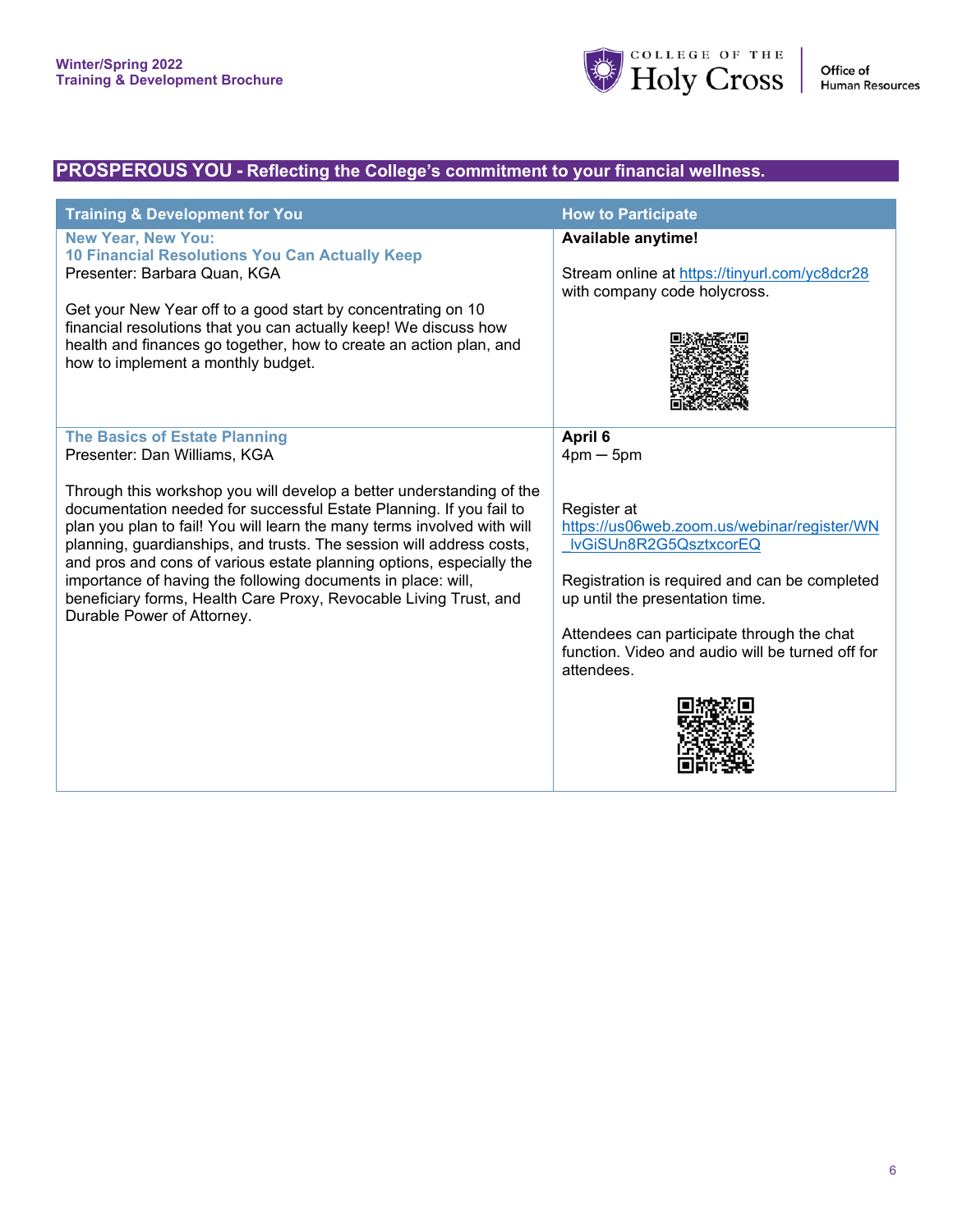## PROSPEROUS YOU - Reflecting the College's commitment to your financial wellness.

| Training & Development for You | How to Participate |
|---|---|
| **New Year, New You: 10 Financial Resolutions You Can Actually Keep**<br>Presenter: Barbara Quan, KGA<br><br>Get your New Year off to a good start by concentrating on 10 financial resolutions that you can actually keep! We discuss how health and finances go together, how to create an action plan, and how to implement a monthly budget. | **Available anytime!**<br><br>Stream online at https://tinyurl.com/yc8dcr28 with company code holycross. |
| **The Basics of Estate Planning**<br>Presenter: Dan Williams, KGA<br><br>Through this workshop you will develop a better understanding of the documentation needed for successful Estate Planning. If you fail to plan you plan to fail! You will learn the many terms involved with will planning, guardianships, and trusts. The session will address costs, and pros and cons of various estate planning options, especially the importance of having the following documents in place: will, beneficiary forms, Health Care Proxy, Revocable Living Trust, and Durable Power of Attorney. | **April 6**<br>4pm — 5pm<br><br>Register at https://us06web.zoom.us/webinar/register/WN_lvGiSUn8R2G5QsztxcorEQ<br><br>Registration is required and can be completed up until the presentation time.<br><br>Attendees can participate through the chat function. Video and audio will be turned off for attendees. |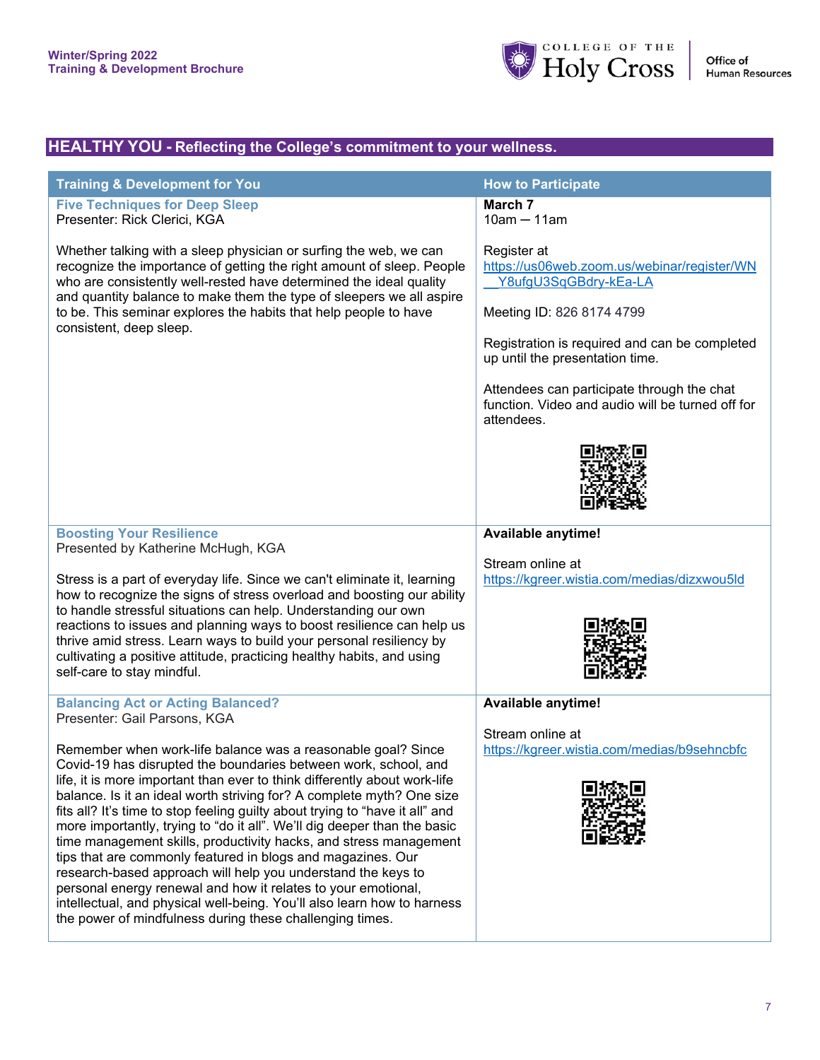## HEALTHY YOU - Reflecting the College's commitment to your wellness.

| Training & Development for You | How to Participate |
|---|---|
| **Five Techniques for Deep Sleep**<br>Presenter: Rick Clerici, KGA<br><br>Whether talking with a sleep physician or surfing the web, we can recognize the importance of getting the right amount of sleep. People who are consistently well-rested have determined the ideal quality and quantity balance to make them the type of sleepers we all aspire to be. This seminar explores the habits that help people to have consistent, deep sleep. | **March 7**<br>10am — 11am<br><br>Register at https://us06web.zoom.us/webinar/register/WN__Y8ufgU3SqGBdry-kEa-LA<br><br>Meeting ID: 826 8174 4799<br><br>Registration is required and can be completed up until the presentation time.<br><br>Attendees can participate through the chat function. Video and audio will be turned off for attendees. |
| **Boosting Your Resilience**<br>Presented by Katherine McHugh, KGA<br><br>Stress is a part of everyday life. Since we can't eliminate it, learning how to recognize the signs of stress overload and boosting our ability to handle stressful situations can help. Understanding our own reactions to issues and planning ways to boost resilience can help us thrive amid stress. Learn ways to build your personal resiliency by cultivating a positive attitude, practicing healthy habits, and using self-care to stay mindful. | **Available anytime!**<br><br>Stream online at https://kgreer.wistia.com/medias/dizxwou5ld |
| **Balancing Act or Acting Balanced?**<br>Presenter: Gail Parsons, KGA<br><br>Remember when work-life balance was a reasonable goal? Since Covid-19 has disrupted the boundaries between work, school, and life, it is more important than ever to think differently about work-life balance. Is it an ideal worth striving for? A complete myth? One size fits all? It's time to stop feeling guilty about trying to "have it all" and more importantly, trying to "do it all". We'll dig deeper than the basic time management skills, productivity hacks, and stress management tips that are commonly featured in blogs and magazines. Our research-based approach will help you understand the keys to personal energy renewal and how it relates to your emotional, intellectual, and physical well-being. You'll also learn how to harness the power of mindfulness during these challenging times. | **Available anytime!**<br><br>Stream online at https://kgreer.wistia.com/medias/b9sehncbfc |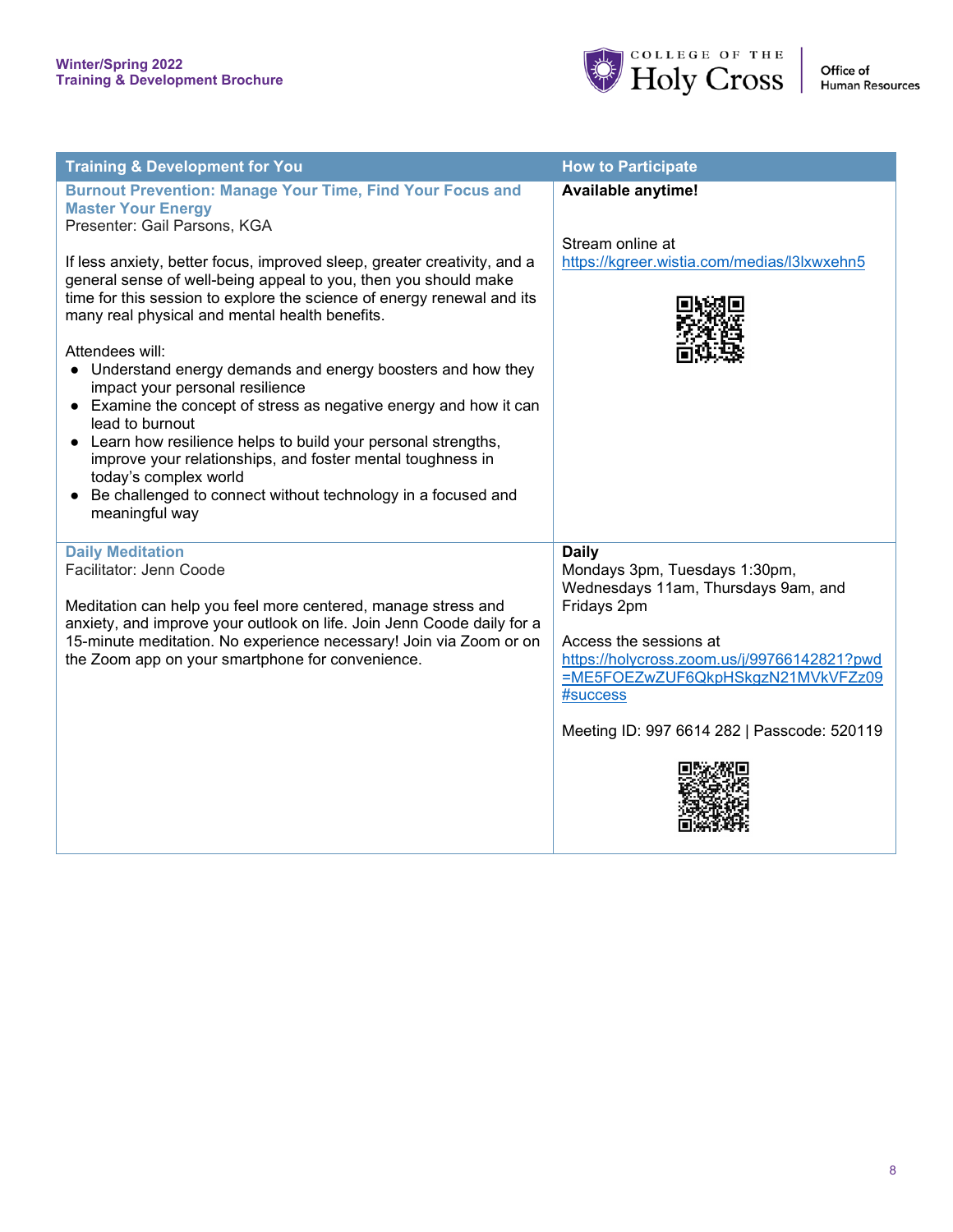| Training & Development for You | How to Participate |
|---|---|
| **Burnout Prevention: Manage Your Time, Find Your Focus and Master Your Energy**<br>Presenter: Gail Parsons, KGA<br><br>If less anxiety, better focus, improved sleep, greater creativity, and a general sense of well-being appeal to you, then you should make time for this session to explore the science of energy renewal and its many real physical and mental health benefits.<br><br>Attendees will:<br>• Understand energy demands and energy boosters and how they impact your personal resilience<br>• Examine the concept of stress as negative energy and how it can lead to burnout<br>• Learn how resilience helps to build your personal strengths, improve your relationships, and foster mental toughness in today's complex world<br>• Be challenged to connect without technology in a focused and meaningful way | **Available anytime!**<br><br>Stream online at https://kgreer.wistia.com/medias/l3lxwxehn5 |
| **Daily Meditation**<br>Facilitator: Jenn Coode<br><br>Meditation can help you feel more centered, manage stress and anxiety, and improve your outlook on life. Join Jenn Coode daily for a 15-minute meditation. No experience necessary! Join via Zoom or on the Zoom app on your smartphone for convenience. | **Daily**<br>Mondays 3pm, Tuesdays 1:30pm, Wednesdays 11am, Thursdays 9am, and Fridays 2pm<br><br>Access the sessions at https://holycross.zoom.us/j/99766142821?pwd=ME5FOEZwZUF6QkpHSkgzN21MVkVFZz09#success<br><br>Meeting ID: 997 6614 282 \| Passcode: 520119 |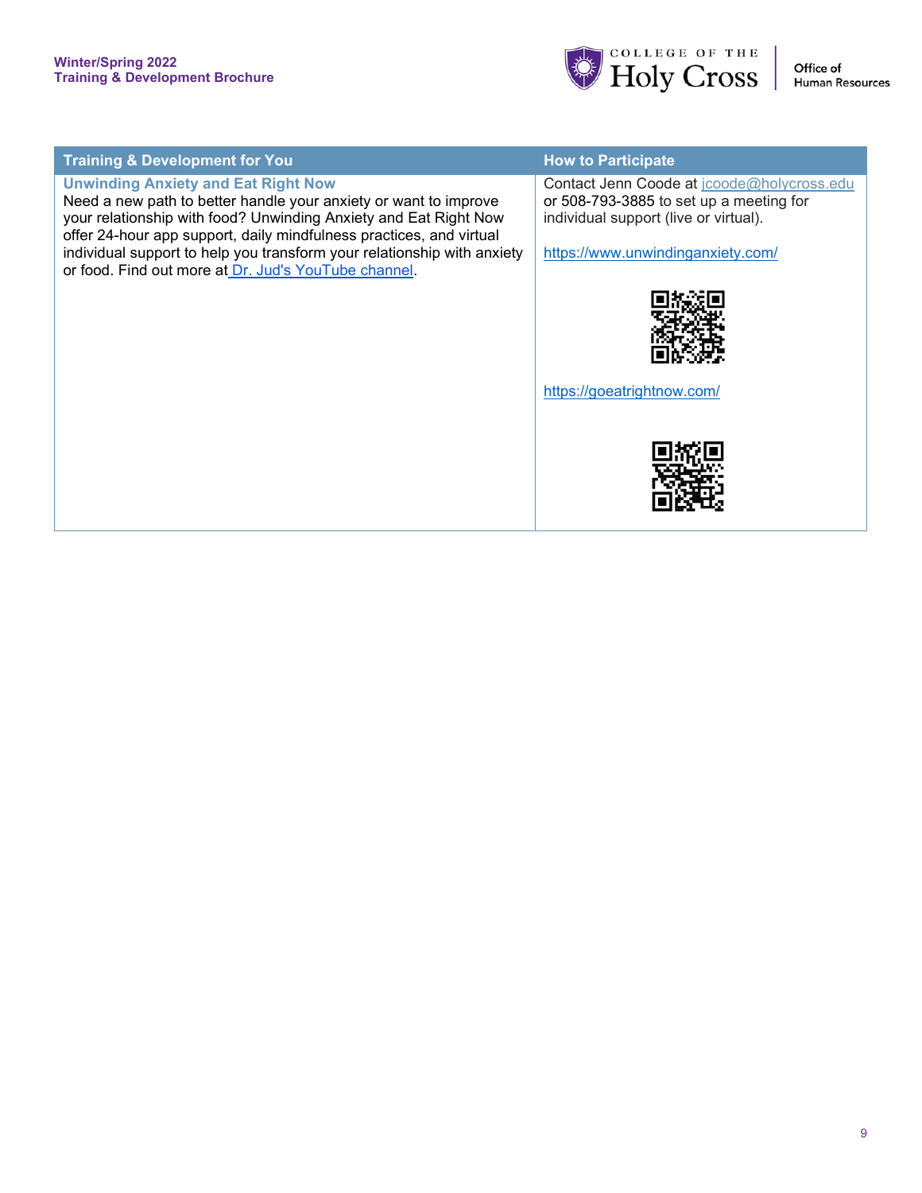| Training & Development for You | How to Participate |
| --- | --- |
| **Unwinding Anxiety and Eat Right Now**<br>Need a new path to better handle your anxiety or want to improve your relationship with food? Unwinding Anxiety and Eat Right Now offer 24-hour app support, daily mindfulness practices, and virtual individual support to help you transform your relationship with anxiety or food. Find out more at Dr. Jud's YouTube channel. | Contact Jenn Coode at jcoode@holycross.edu or 508-793-3885 to set up a meeting for individual support (live or virtual).<br><br>https://www.unwindinganxiety.com/<br><br>https://goeatrightnow.com/ |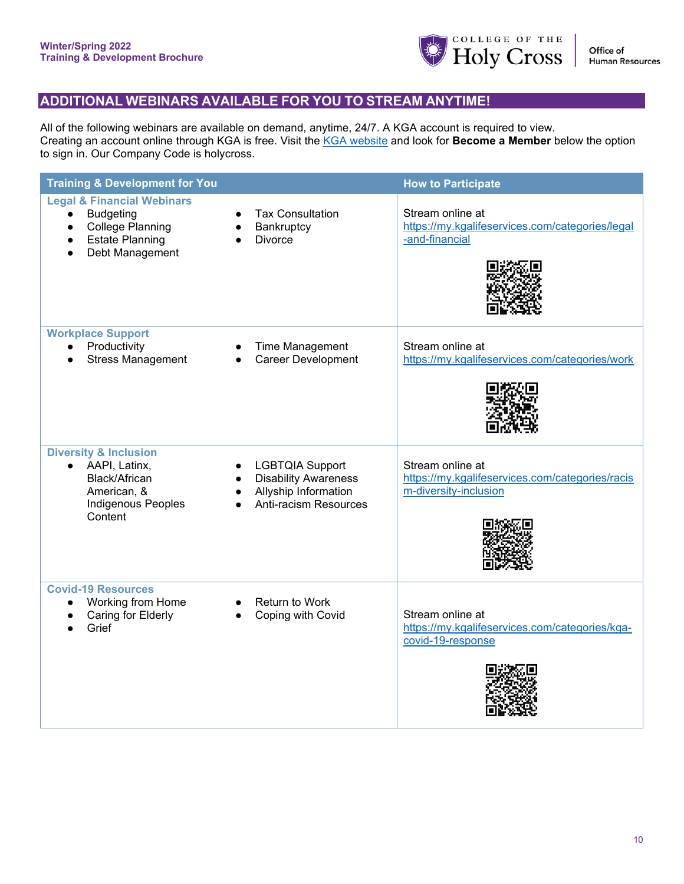## ADDITIONAL WEBINARS AVAILABLE FOR YOU TO STREAM ANYTIME!

All of the following webinars are available on demand, anytime, 24/7. A KGA account is required to view. Creating an account online through KGA is free. Visit the [KGA website]() and look for **Become a Member** below the option to sign in. Our Company Code is holycross.

| Training & Development for You | How to Participate |
|---|---|
| **Legal & Financial Webinars**<br>• Budgeting<br>• College Planning<br>• Estate Planning<br>• Debt Management<br>• Tax Consultation<br>• Bankruptcy<br>• Divorce | Stream online at https://my.kgalifeservices.com/categories/legal-and-financial |
| **Workplace Support**<br>• Productivity<br>• Stress Management<br>• Time Management<br>• Career Development | Stream online at https://my.kgalifeservices.com/categories/work |
| **Diversity & Inclusion**<br>• AAPI, Latinx, Black/African American, & Indigenous Peoples Content<br>• LGBTQIA Support<br>• Disability Awareness<br>• Allyship Information<br>• Anti-racism Resources | Stream online at https://my.kgalifeservices.com/categories/racism-diversity-inclusion |
| **Covid-19 Resources**<br>• Working from Home<br>• Caring for Elderly<br>• Grief<br>• Return to Work<br>• Coping with Covid | Stream online at https://my.kgalifeservices.com/categories/kga-covid-19-response |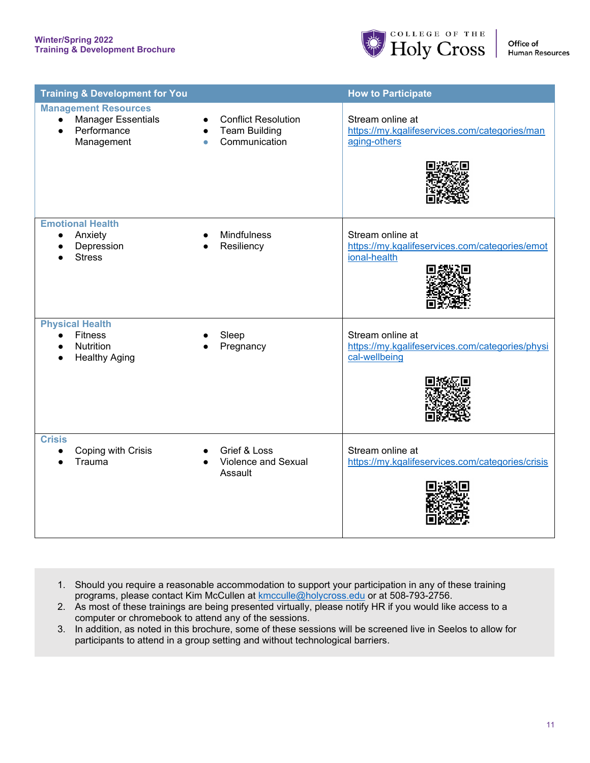| Training & Development for You | How to Participate |
|---|---|
| **Management Resources**<br>• Manager Essentials<br>• Performance Management<br>• Conflict Resolution<br>• Team Building<br>• Communication | Stream online at https://my.kgalifeservices.com/categories/managing-others |
| **Emotional Health**<br>• Anxiety<br>• Depression<br>• Stress<br>• Mindfulness<br>• Resiliency | Stream online at https://my.kgalifeservices.com/categories/emotional-health |
| **Physical Health**<br>• Fitness<br>• Nutrition<br>• Healthy Aging<br>• Sleep<br>• Pregnancy | Stream online at https://my.kgalifeservices.com/categories/physical-wellbeing |
| **Crisis**<br>• Coping with Crisis<br>• Trauma<br>• Grief & Loss<br>• Violence and Sexual Assault | Stream online at https://my.kgalifeservices.com/categories/crisis |

1. Should you require a reasonable accommodation to support your participation in any of these training programs, please contact Kim McCullen at kmcculle@holycross.edu or at 508-793-2756.
2. As most of these trainings are being presented virtually, please notify HR if you would like access to a computer or chromebook to attend any of the sessions.
3. In addition, as noted in this brochure, some of these sessions will be screened live in Seelos to allow for participants to attend in a group setting and without technological barriers.